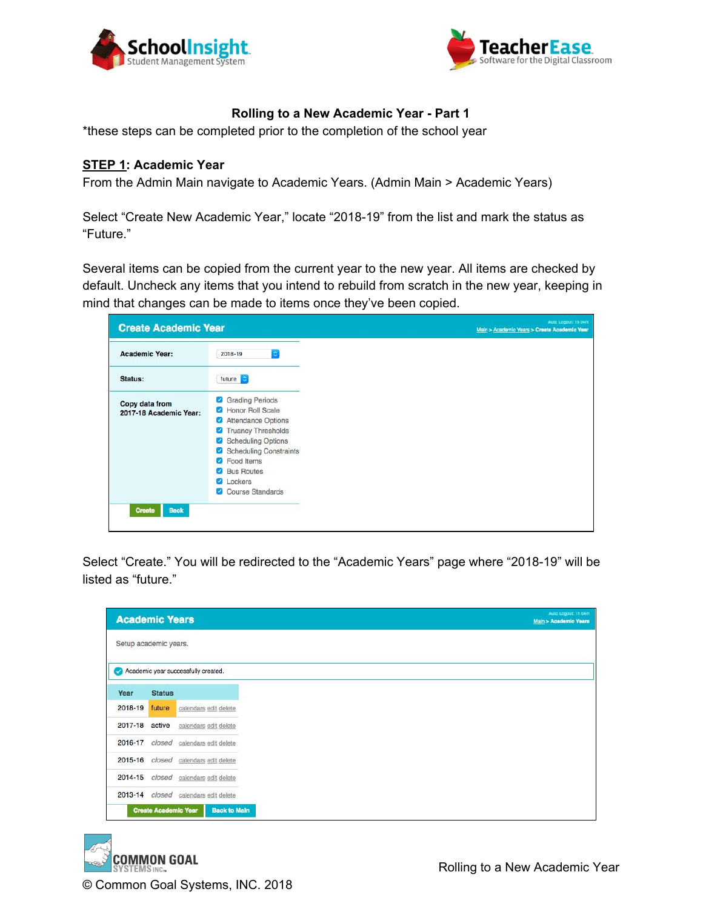# Rolling to a New Academic Year - Part 1

*these steps can be completed prior to the completion of the school year

## STEP 1: Academic Year

From the Admin Main navigate to Academic Years. (Admin Main > Academic Years)

Select "Create New Academic Year," locate "2018-19" from the list and mark the status as "Future."

Several items can be copied from the current year to the new year. All items are checked by default. Uncheck any items that you intend to rebuild from scratch in the new year, keeping in mind that changes can be made to items once they've been copied.

**Create Academic Year**

Main > Academic Years > Create Academic Year

| | |
|---|---|
| Academic Year: | 2018-19 |
| Status: | future |
| Copy data from 2017-18 Academic Year: | ☑ Grading Periods<br>☑ Honor Roll Scale<br>☑ Attendance Options<br>☑ Truancy Thresholds<br>☑ Scheduling Options<br>☑ Scheduling Constraints<br>☑ Food Items<br>☑ Bus Routes<br>☑ Lockers<br>☑ Course Standards |

Create | Back

Select "Create." You will be redirected to the "Academic Years" page where "2018-19" will be listed as "future."

**Academic Years**

Main > Academic Years

Setup academic years.

Academic year successfully created.

| Year | Status | |
|---|---|---|
| 2018-19 | future | calendars edit delete |
| 2017-18 | active | calendars edit delete |
| 2016-17 | *closed* | calendars edit delete |
| 2015-16 | *closed* | calendars edit delete |
| 2014-15 | *closed* | calendars edit delete |
| 2013-14 | *closed* | calendars edit delete |

Create Academic Year | Back to Main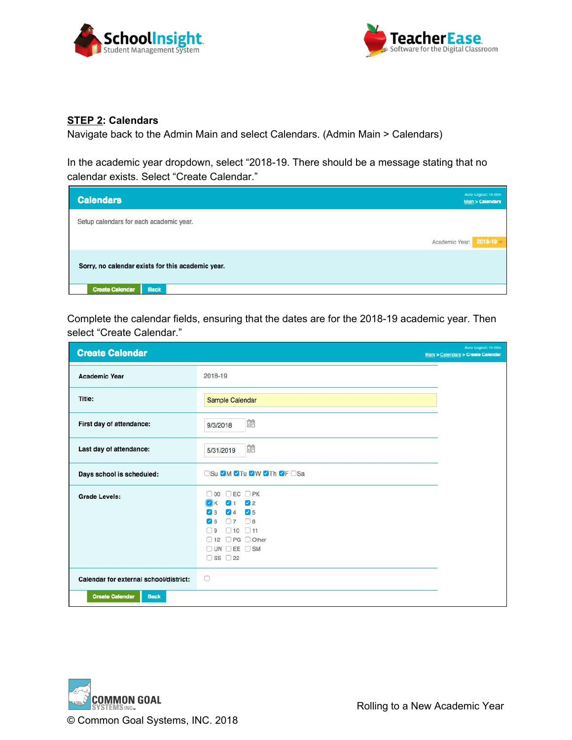## STEP 2: Calendars

Navigate back to the Admin Main and select Calendars. (Admin Main > Calendars)

In the academic year dropdown, select “2018-19. There should be a message stating that no calendar exists. Select “Create Calendar.”

**Calendars**

Auto Logout: 1h 00m
Main > Calendars

Setup calendars for each academic year.

Academic Year: 2018-19

Sorry, no calendar exists for this academic year.

Create Calendar | Back

Complete the calendar fields, ensuring that the dates are for the 2018-19 academic year. Then select “Create Calendar.”

**Create Calendar**

Auto Logout: 1h 00m
Main > Calendars > Create Calendar

| | |
|---|---|
| Academic Year | 2018-19 |
| Title: | Sample Calendar |
| First day of attendance: | 9/3/2018 |
| Last day of attendance: | 5/31/2019 |
| Days school is scheduled: | ☐Su ☑M ☑Tu ☑W ☑Th ☑F ☐Sa |
| Grade Levels: | ☐00 ☐EC ☐PK ☑K ☑1 ☑2 ☑3 ☑4 ☑5 ☑6 ☐7 ☐8 ☐9 ☐10 ☐11 ☐12 ☐PG ☐Other ☐UN ☐EE ☐SM ☐SS ☐22 |
| Calendar for external school/district: | ☐ |

Create Calendar | Back

© Common Goal Systems, INC. 2018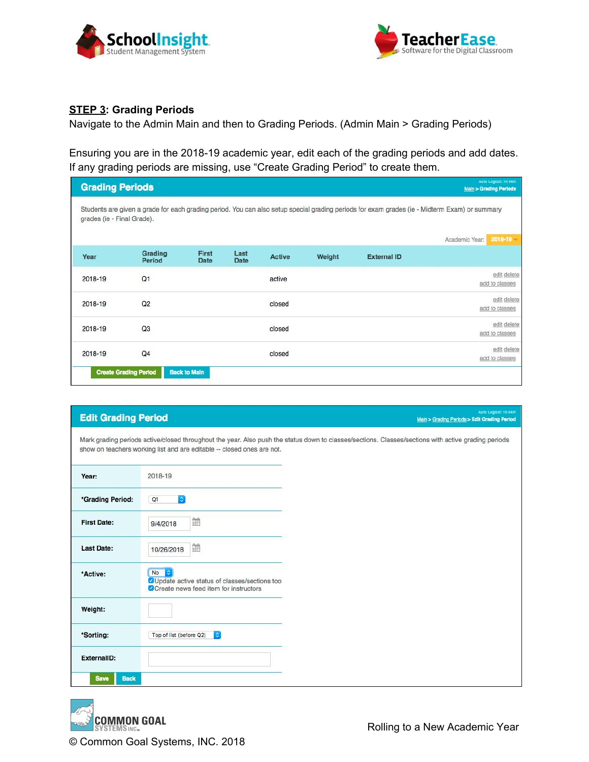**STEP 3: Grading Periods**

Navigate to the Admin Main and then to Grading Periods. (Admin Main > Grading Periods)

Ensuring you are in the 2018-19 academic year, edit each of the grading periods and add dates. If any grading periods are missing, use "Create Grading Period" to create them.

## Grading Periods

Auto Logout: 1h 54m

Main > Grading Periods

Students are given a grade for each grading period. You can also setup special grading periods for exam grades (ie - Midterm Exam) or summary grades (ie - Final Grade).

Academic Year: 2018-19

| Year | Grading Period | First Date | Last Date | Active | Weight | External ID | |
|---|---|---|---|---|---|---|---|
| 2018-19 | Q1 | | | active | | | edit delete add to classes |
| 2018-19 | Q2 | | | closed | | | edit delete add to classes |
| 2018-19 | Q3 | | | closed | | | edit delete add to classes |
| 2018-19 | Q4 | | | closed | | | edit delete add to classes |

Create Grading Period | Back to Main

## Edit Grading Period

Auto Logout: 1h 54m

Main > Grading Periods > Edit Grading Period

Mark grading periods active/closed throughout the year. Also push the status down to classes/sections. Classes/sections with active grading periods show on teachers working list and are editable -- closed ones are not.

| | |
|---|---|
| Year: | 2018-19 |
| *Grading Period: | Q1 |
| First Date: | 9/4/2018 |
| Last Date: | 10/26/2018 |
| *Active: | No<br>☑ Update active status of classes/sections too<br>☑ Create news feed item for instructors |
| Weight: | |
| *Sorting: | Top of list (before Q2) |
| ExternalID: | |

Save | Back

© Common Goal Systems, INC. 2018

Rolling to a New Academic Year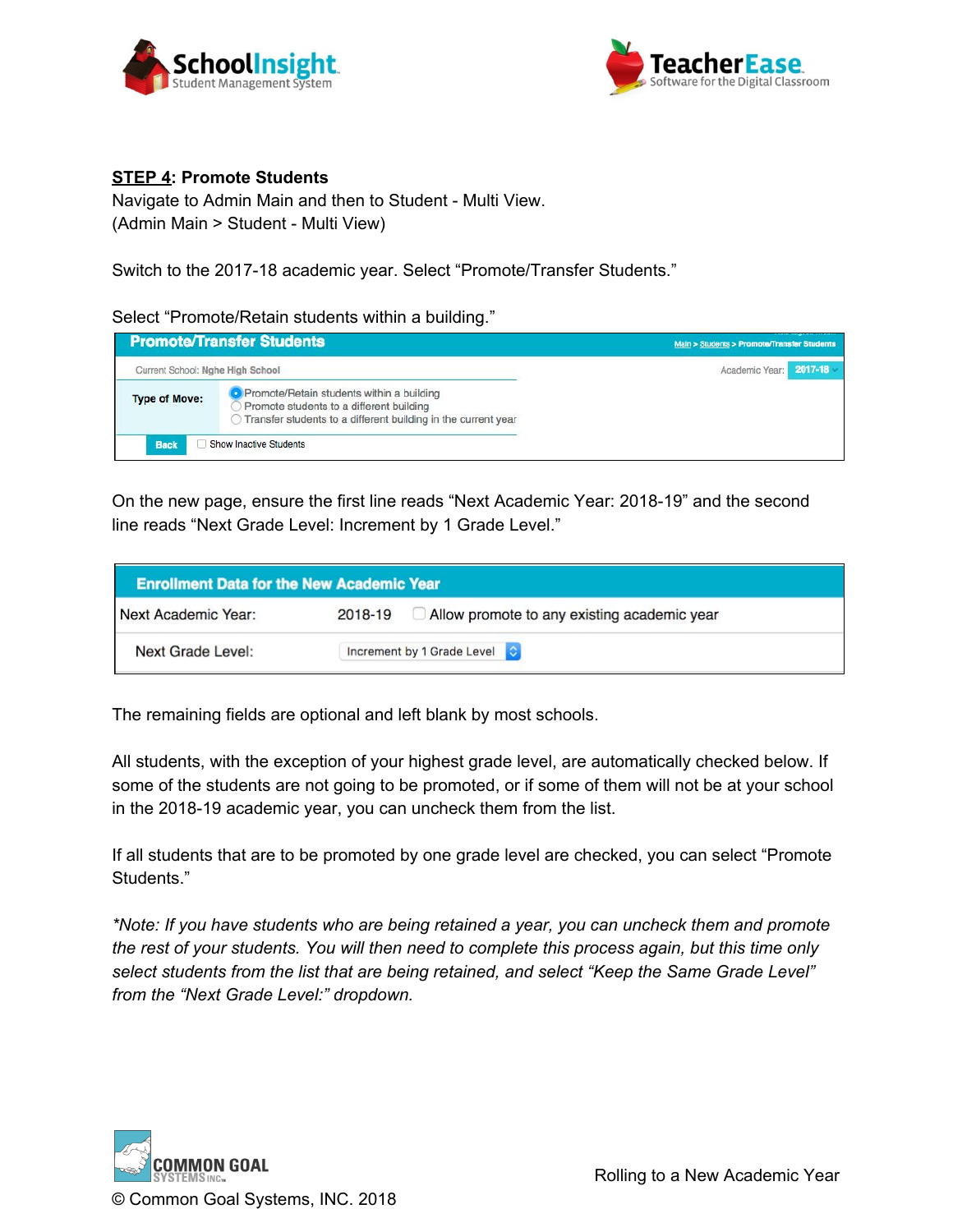**STEP 4: Promote Students**

Navigate to Admin Main and then to Student - Multi View.
(Admin Main > Student - Multi View)

Switch to the 2017-18 academic year. Select “Promote/Transfer Students.”

Select “Promote/Retain students within a building.”

| Promote/Transfer Students | Main > Students > Promote/Transfer Students |
|---|---|
| Current School: Nghe High School | Academic Year: 2017-18 |
| Type of Move: | ◉ Promote/Retain students within a building<br>○ Promote students to a different building<br>○ Transfer students to a different building in the current year |
| Back | ☐ Show Inactive Students |

On the new page, ensure the first line reads “Next Academic Year: 2018-19” and the second line reads “Next Grade Level: Increment by 1 Grade Level.”

| Enrollment Data for the New Academic Year | |
|---|---|
| Next Academic Year: | 2018-19 ☐ Allow promote to any existing academic year |
| Next Grade Level: | Increment by 1 Grade Level |

The remaining fields are optional and left blank by most schools.

All students, with the exception of your highest grade level, are automatically checked below. If some of the students are not going to be promoted, or if some of them will not be at your school in the 2018-19 academic year, you can uncheck them from the list.

If all students that are to be promoted by one grade level are checked, you can select “Promote Students.”

*\*Note: If you have students who are being retained a year, you can uncheck them and promote the rest of your students. You will then need to complete this process again, but this time only select students from the list that are being retained, and select “Keep the Same Grade Level” from the “Next Grade Level:” dropdown.*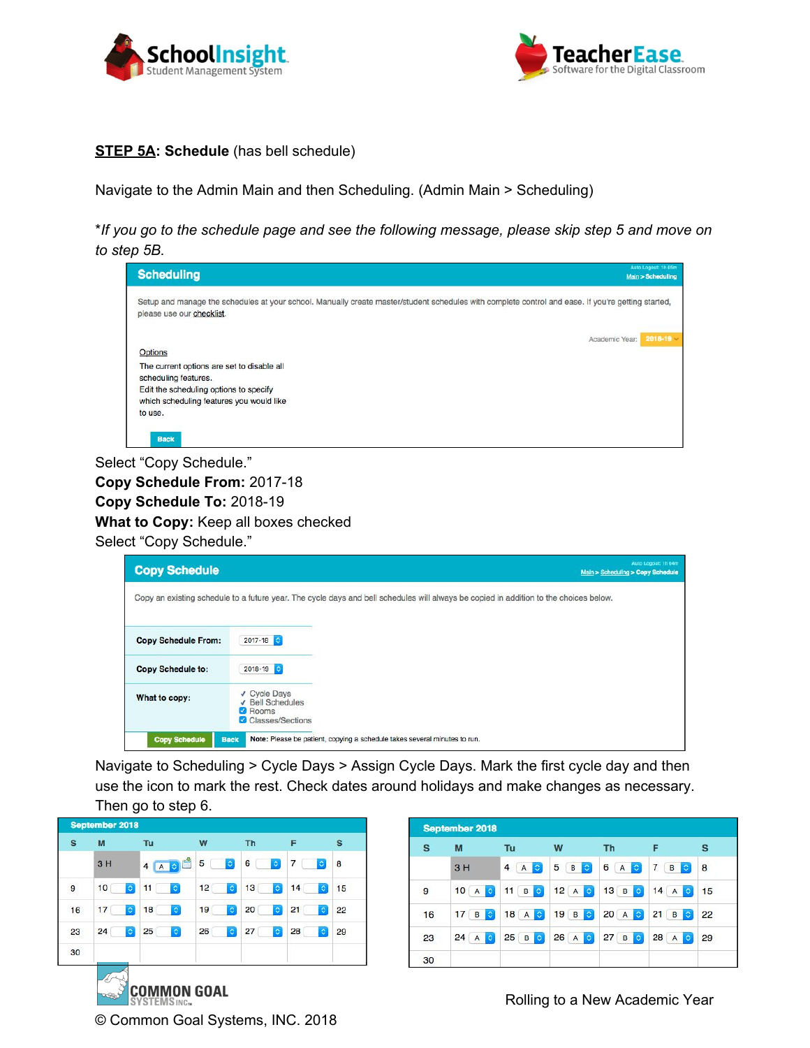**STEP 5A**: **Schedule** (has bell schedule)

Navigate to the Admin Main and then Scheduling. (Admin Main > Scheduling)

**If you go to the schedule page and see the following message, please skip step 5 and move on to step 5B.*

Select "Copy Schedule."
**Copy Schedule From:** 2017-18
**Copy Schedule To:** 2018-19
**What to Copy:** Keep all boxes checked
Select "Copy Schedule."

Navigate to Scheduling > Cycle Days > Assign Cycle Days. Mark the first cycle day and then use the icon to mark the rest. Check dates around holidays and make changes as necessary. Then go to step 6.

Rolling to a New Academic Year

© Common Goal Systems, INC. 2018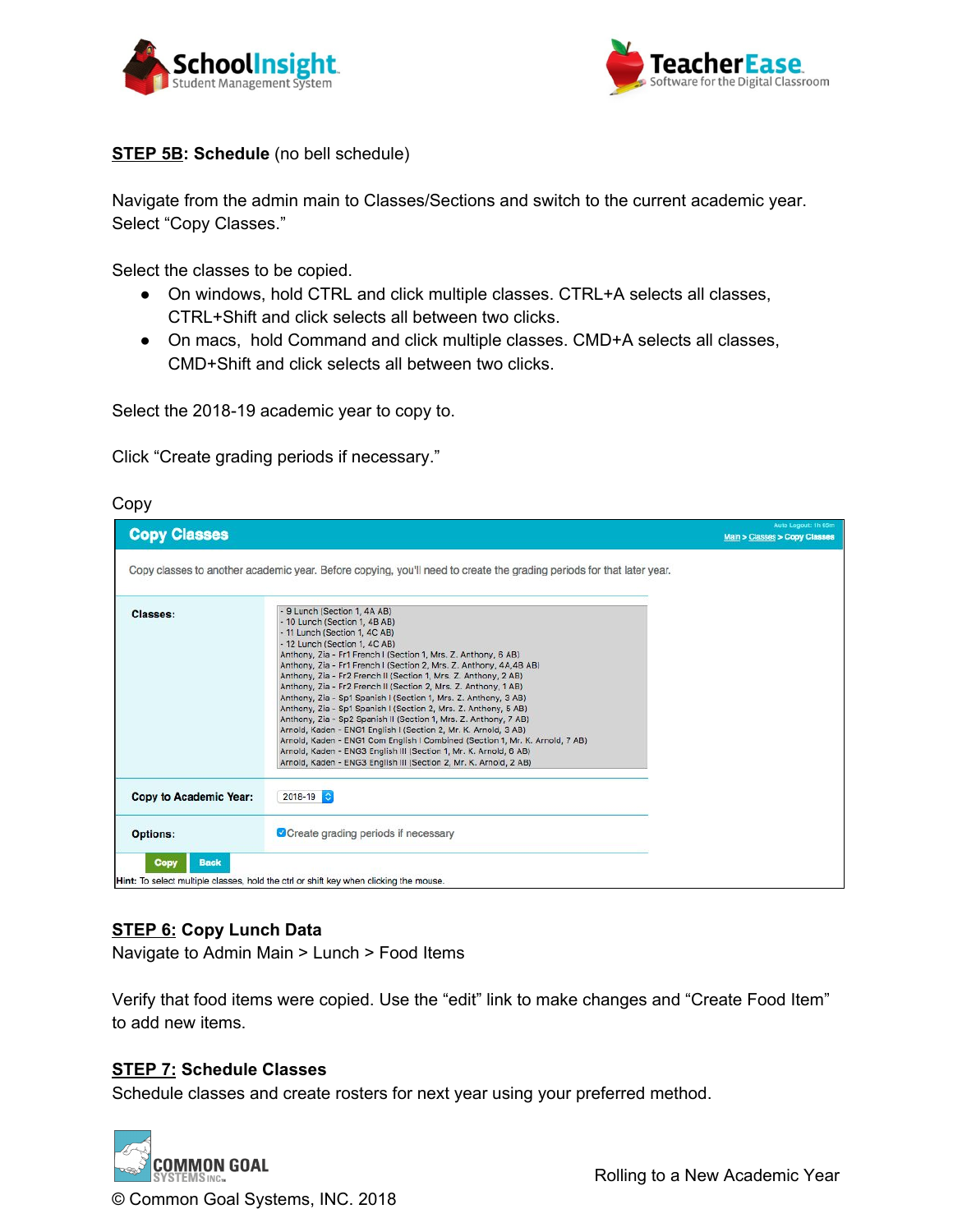**STEP 5B: Schedule** (no bell schedule)

Navigate from the admin main to Classes/Sections and switch to the current academic year. Select "Copy Classes."

Select the classes to be copied.

- On windows, hold CTRL and click multiple classes. CTRL+A selects all classes, CTRL+Shift and click selects all between two clicks.
- On macs, hold Command and click multiple classes. CMD+A selects all classes, CMD+Shift and click selects all between two clicks.

Select the 2018-19 academic year to copy to.

Click "Create grading periods if necessary."

Copy

**Copy Classes**

Auto Logout: 1h 60m

Main > Classes > Copy Classes

Copy classes to another academic year. Before copying, you'll need to create the grading periods for that later year.

| | |
|---|---|
| **Classes:** | - 9 Lunch (Section 1, 4A AB)<br>- 10 Lunch (Section 1, 4B AB)<br>- 11 Lunch (Section 1, 4C AB)<br>- 12 Lunch (Section 1, 4C AB)<br>Anthony, Zia - Fr1 French I (Section 1, Mrs. Z. Anthony, 6 AB)<br>Anthony, Zia - Fr1 French I (Section 2, Mrs. Z. Anthony, 4A,4B AB)<br>Anthony, Zia - Fr2 French II (Section 1, Mrs. Z. Anthony, 2 AB)<br>Anthony, Zia - Fr2 French II (Section 2, Mrs. Z. Anthony, 1 AB)<br>Anthony, Zia - Sp1 Spanish I (Section 1, Mrs. Z. Anthony, 3 AB)<br>Anthony, Zia - Sp1 Spanish I (Section 2, Mrs. Z. Anthony, 5 AB)<br>Anthony, Zia - Sp2 Spanish II (Section 1, Mrs. Z. Anthony, 7 AB)<br>Arnold, Kaden - ENG1 English I (Section 2, Mr. K. Arnold, 3 AB)<br>Arnold, Kaden - ENG1 Com English I Combined (Section 1, Mr. K. Arnold, 7 AB)<br>Arnold, Kaden - ENG3 English III (Section 1, Mr. K. Arnold, 6 AB)<br>Arnold, Kaden - ENG3 English III (Section 2, Mr. K. Arnold, 2 AB) |
| **Copy to Academic Year:** | 2018-19 |
| **Options:** | ☑ Create grading periods if necessary |

Copy | Back

**Hint:** To select multiple classes, hold the ctrl or shift key when clicking the mouse.

**STEP 6: Copy Lunch Data**
Navigate to Admin Main > Lunch > Food Items

Verify that food items were copied. Use the "edit" link to make changes and "Create Food Item" to add new items.

**STEP 7: Schedule Classes**
Schedule classes and create rosters for next year using your preferred method.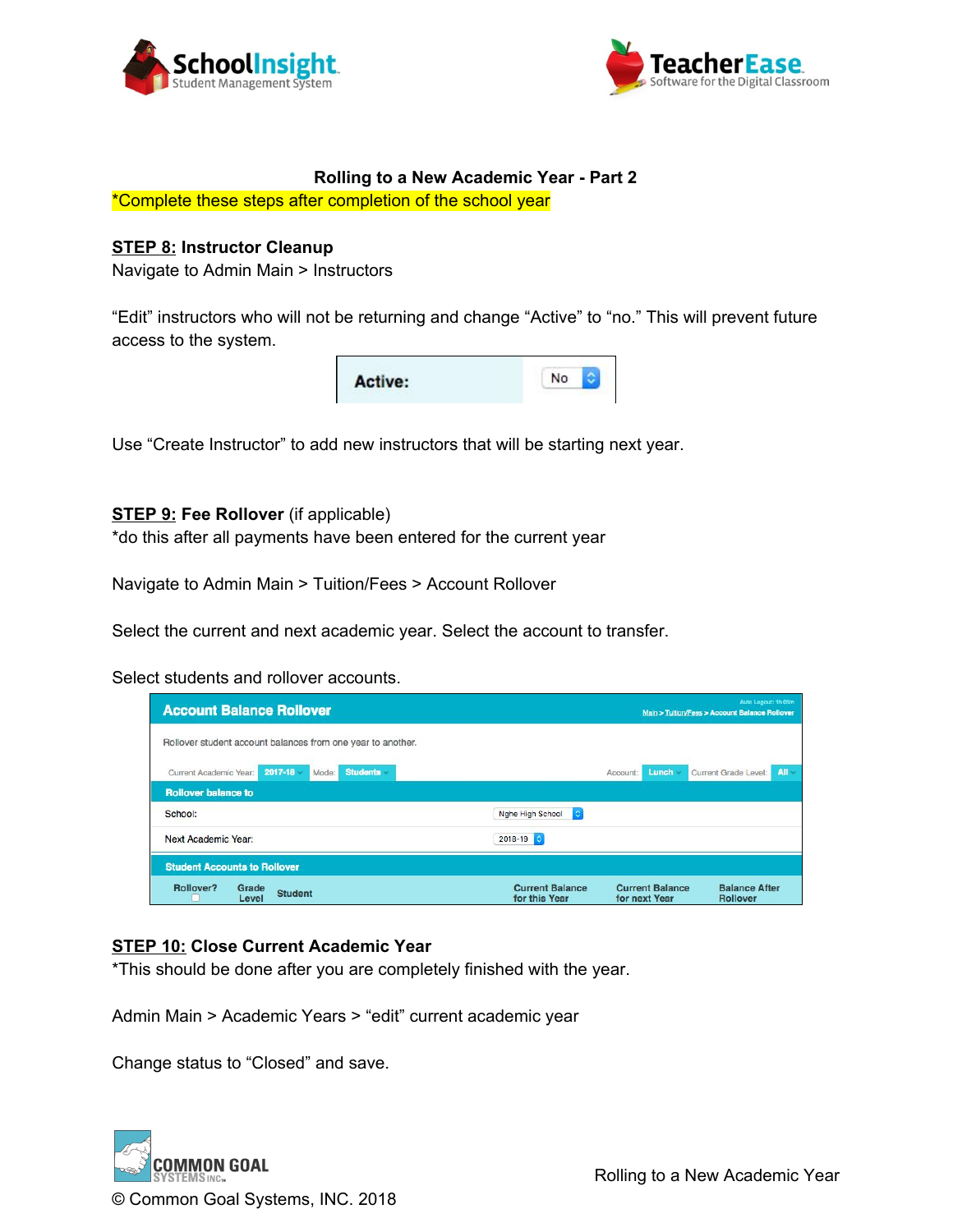# Rolling to a New Academic Year - Part 2

*Complete these steps after completion of the school year

**STEP 8: Instructor Cleanup**
Navigate to Admin Main > Instructors

"Edit" instructors who will not be returning and change "Active" to "no." This will prevent future access to the system.

Use "Create Instructor" to add new instructors that will be starting next year.

**STEP 9: Fee Rollover** (if applicable)
*do this after all payments have been entered for the current year

Navigate to Admin Main > Tuition/Fees > Account Rollover

Select the current and next academic year. Select the account to transfer.

Select students and rollover accounts.

**STEP 10: Close Current Academic Year**
*This should be done after you are completely finished with the year.

Admin Main > Academic Years > "edit" current academic year

Change status to "Closed" and save.

© Common Goal Systems, INC. 2018